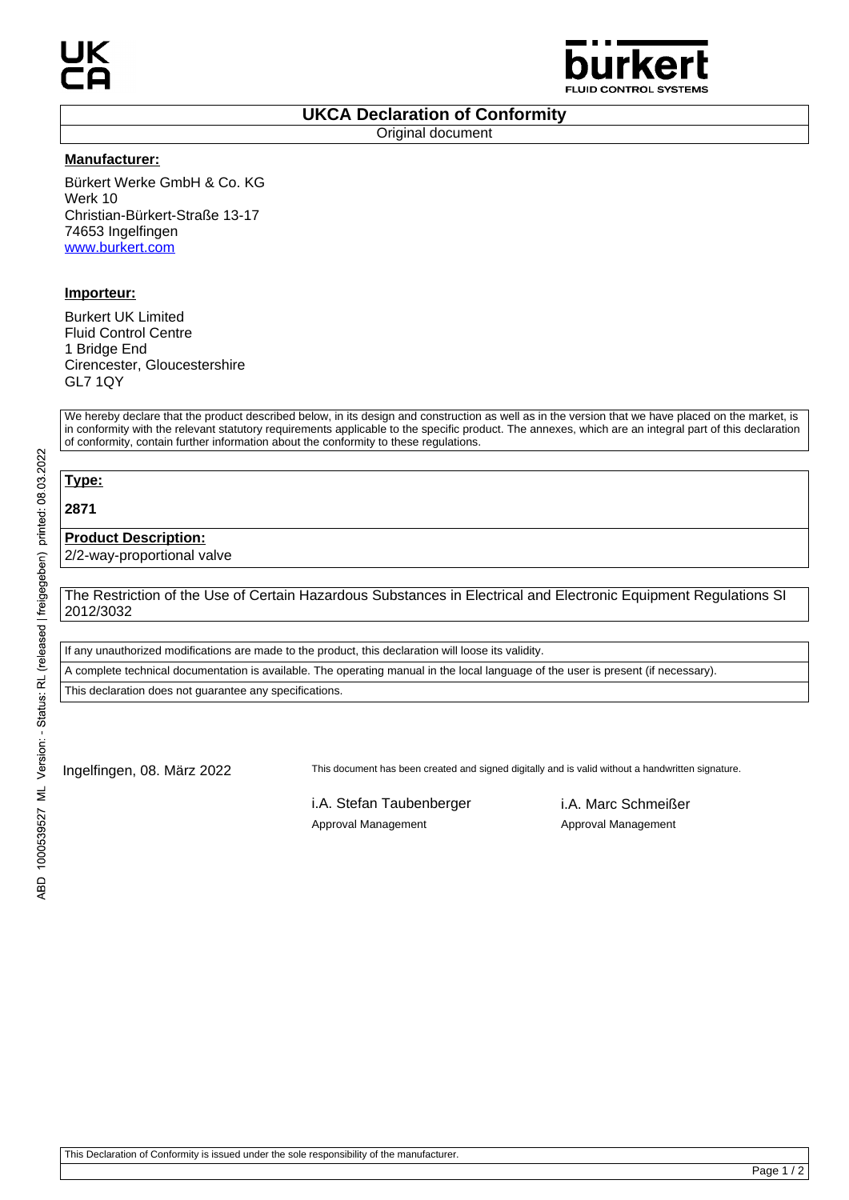# UKCA Declaration of Conformity

Original document

**Manufacturer:**

Bürkert Werke GmbH & Co. KG
Werk 10
Christian-Bürkert-Straße 13-17
74653 Ingelfingen
www.burkert.com

**Importeur:**

Burkert UK Limited
Fluid Control Centre
1 Bridge End
Cirencester, Gloucestershire
GL7 1QY

We hereby declare that the product described below, in its design and construction as well as in the version that we have placed on the market, is in conformity with the relevant statutory requirements applicable to the specific product. The annexes, which are an integral part of this declaration of conformity, contain further information about the conformity to these regulations.

**Type:**

**2871**

**Product Description:**

2/2-way-proportional valve

The Restriction of the Use of Certain Hazardous Substances in Electrical and Electronic Equipment Regulations SI 2012/3032

If any unauthorized modifications are made to the product, this declaration will loose its validity.

A complete technical documentation is available. The operating manual in the local language of the user is present (if necessary).

This declaration does not guarantee any specifications.

Ingelfingen, 08. März 2022

This document has been created and signed digitally and is valid without a handwritten signature.

i.A. Stefan Taubenberger
Approval Management

i.A. Marc Schmeißer
Approval Management

ABD 1000539527 ML Version: - Status: RL (released | freigegeben) printed: 08.03.2022

This Declaration of Conformity is issued under the sole responsibility of the manufacturer.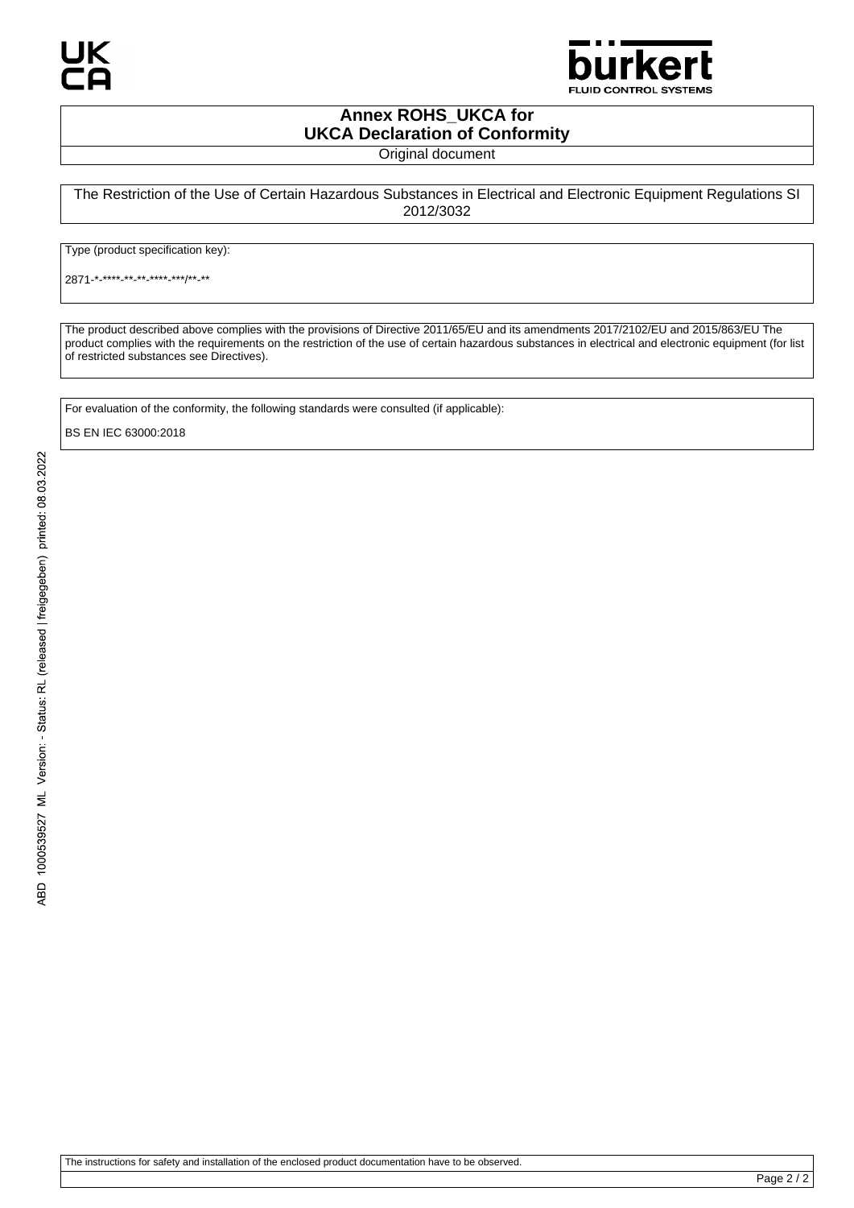# Annex ROHS_UKCA for UKCA Declaration of Conformity

Original document

The Restriction of the Use of Certain Hazardous Substances in Electrical and Electronic Equipment Regulations SI 2012/3032

Type (product specification key):

2871-*-****-**-**-****-***/**-**

The product described above complies with the provisions of Directive 2011/65/EU and its amendments 2017/2102/EU and 2015/863/EU The product complies with the requirements on the restriction of the use of certain hazardous substances in electrical and electronic equipment (for list of restricted substances see Directives).

For evaluation of the conformity, the following standards were consulted (if applicable):

BS EN IEC 63000:2018

ABD 1000539527 ML Version: - Status: RL (released | freigegeben) printed: 08.03.2022

The instructions for safety and installation of the enclosed product documentation have to be observed.